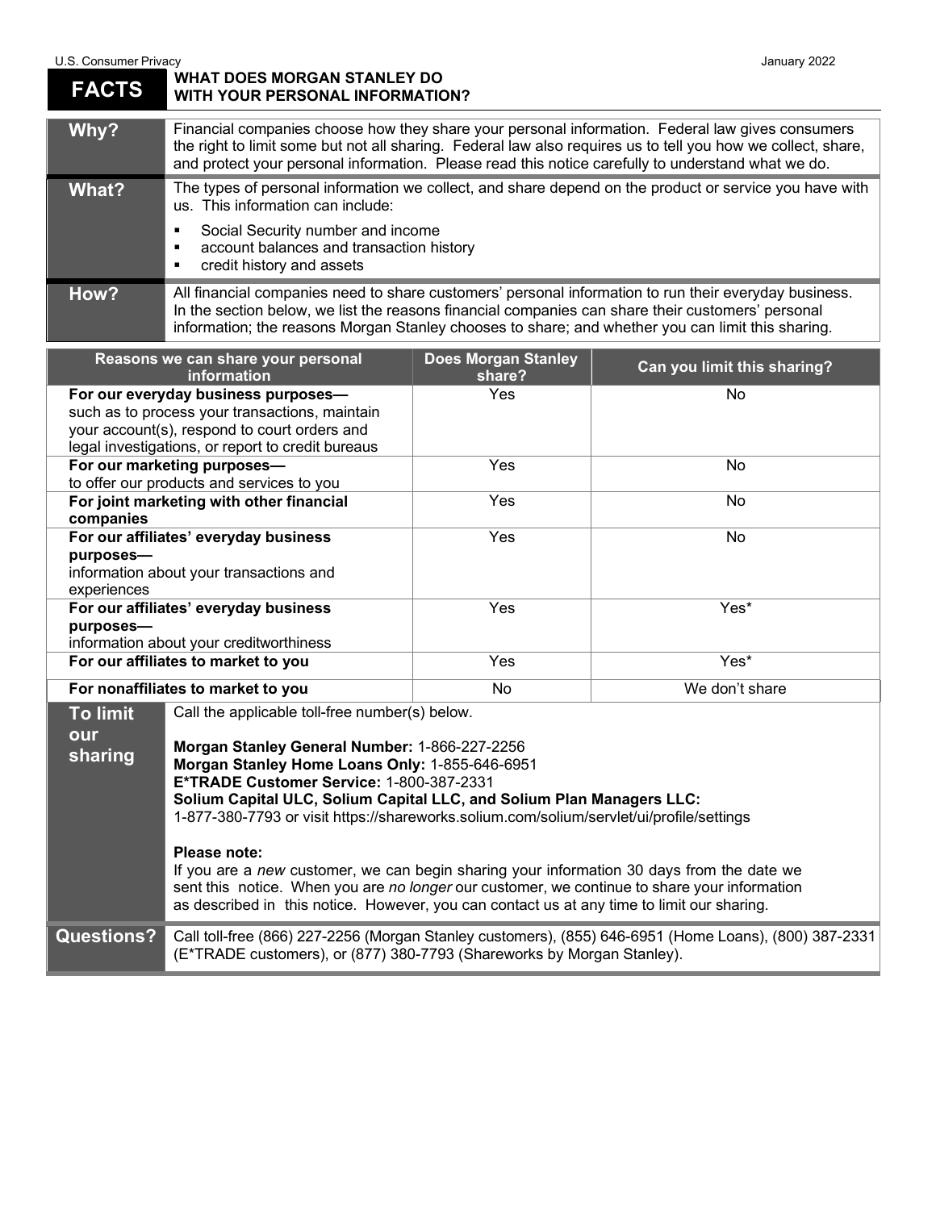U.S. Consumer Privacy

January 2022

# FACTS — WHAT DOES MORGAN STANLEY DO WITH YOUR PERSONAL INFORMATION?

| | |
|---|---|
| **Why?** | Financial companies choose how they share your personal information. Federal law gives consumers the right to limit some but not all sharing. Federal law also requires us to tell you how we collect, share, and protect your personal information. Please read this notice carefully to understand what we do. |
| **What?** | The types of personal information we collect, and share depend on the product or service you have with us. This information can include: <br>▪ Social Security number and income <br>▪ account balances and transaction history <br>▪ credit history and assets |
| **How?** | All financial companies need to share customers' personal information to run their everyday business. In the section below, we list the reasons financial companies can share their customers' personal information; the reasons Morgan Stanley chooses to share; and whether you can limit this sharing. |

| Reasons we can share your personal information | Does Morgan Stanley share? | Can you limit this sharing? |
|---|---|---|
| **For our everyday business purposes—** such as to process your transactions, maintain your account(s), respond to court orders and legal investigations, or report to credit bureaus | Yes | No |
| **For our marketing purposes—** to offer our products and services to you | Yes | No |
| **For joint marketing with other financial companies** | Yes | No |
| **For our affiliates' everyday business purposes—** information about your transactions and experiences | Yes | No |
| **For our affiliates' everyday business purposes—** information about your creditworthiness | Yes | Yes* |
| **For our affiliates to market to you** | Yes | Yes* |
| **For nonaffiliates to market to you** | No | We don't share |

| | |
|---|---|
| **To limit our sharing** | Call the applicable toll-free number(s) below. <br><br>**Morgan Stanley General Number:** 1-866-227-2256 <br>**Morgan Stanley Home Loans Only:** 1-855-646-6951 <br>**E*TRADE Customer Service:** 1-800-387-2331 <br>**Solium Capital ULC, Solium Capital LLC, and Solium Plan Managers LLC:** 1-877-380-7793 or visit https://shareworks.solium.com/solium/servlet/ui/profile/settings <br><br>**Please note:** <br>If you are a *new* customer, we can begin sharing your information 30 days from the date we sent this notice. When you are *no longer* our customer, we continue to share your information as described in this notice. However, you can contact us at any time to limit our sharing. |
| **Questions?** | Call toll-free (866) 227-2256 (Morgan Stanley customers), (855) 646-6951 (Home Loans), (800) 387-2331 (E*TRADE customers), or (877) 380-7793 (Shareworks by Morgan Stanley). |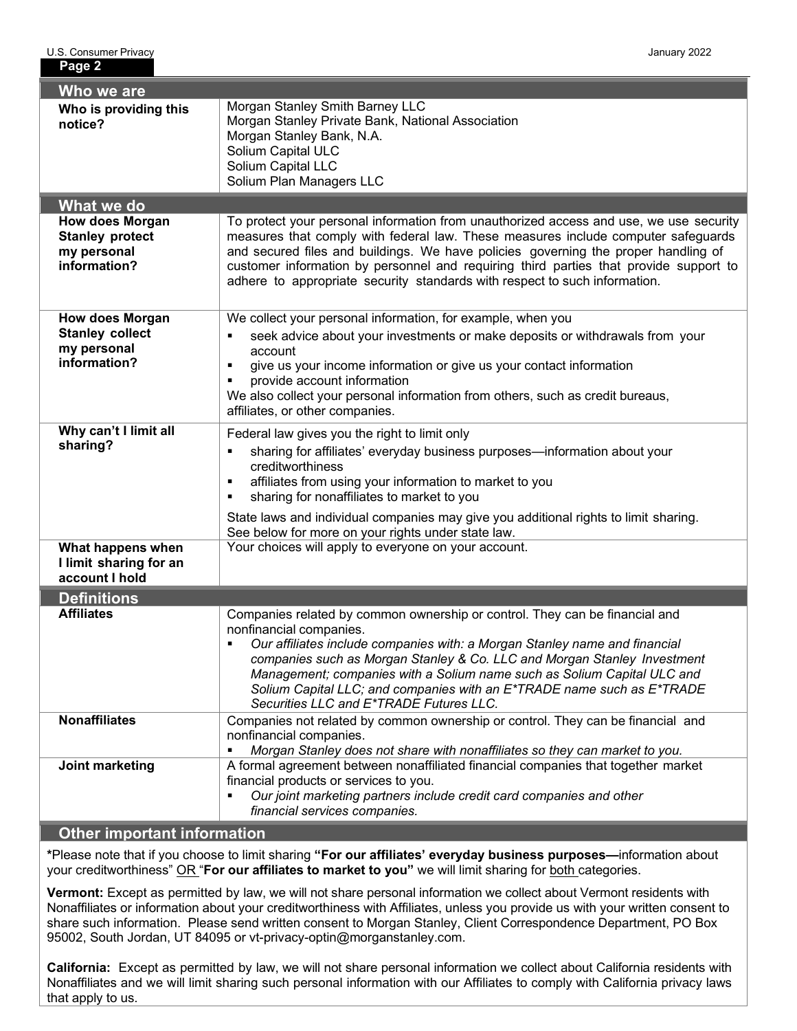## Who we are

| | |
|---|---|
| **Who is providing this notice?** | Morgan Stanley Smith Barney LLC<br>Morgan Stanley Private Bank, National Association<br>Morgan Stanley Bank, N.A.<br>Solium Capital ULC<br>Solium Capital LLC<br>Solium Plan Managers LLC |

## What we do

| | |
|---|---|
| **How does Morgan Stanley protect my personal information?** | To protect your personal information from unauthorized access and use, we use security measures that comply with federal law. These measures include computer safeguards and secured files and buildings. We have policies governing the proper handling of customer information by personnel and requiring third parties that provide support to adhere to appropriate security standards with respect to such information. |
| **How does Morgan Stanley collect my personal information?** | We collect your personal information, for example, when you<br>▪ seek advice about your investments or make deposits or withdrawals from your account<br>▪ give us your income information or give us your contact information<br>▪ provide account information<br>We also collect your personal information from others, such as credit bureaus, affiliates, or other companies. |
| **Why can't I limit all sharing?** | Federal law gives you the right to limit only<br>▪ sharing for affiliates' everyday business purposes—information about your creditworthiness<br>▪ affiliates from using your information to market to you<br>▪ sharing for nonaffiliates to market to you<br>State laws and individual companies may give you additional rights to limit sharing. See below for more on your rights under state law. |
| **What happens when I limit sharing for an account I hold** | Your choices will apply to everyone on your account. |

## Definitions

| | |
|---|---|
| **Affiliates** | Companies related by common ownership or control. They can be financial and nonfinancial companies.<br>▪ *Our affiliates include companies with: a Morgan Stanley name and financial companies such as Morgan Stanley & Co. LLC and Morgan Stanley Investment Management; companies with a Solium name such as Solium Capital ULC and Solium Capital LLC; and companies with an E*TRADE name such as E*TRADE Securities LLC and E*TRADE Futures LLC.* |
| **Nonaffiliates** | Companies not related by common ownership or control. They can be financial and nonfinancial companies.<br>▪ *Morgan Stanley does not share with nonaffiliates so they can market to you.* |
| **Joint marketing** | A formal agreement between nonaffiliated financial companies that together market financial products or services to you.<br>▪ *Our joint marketing partners include credit card companies and other financial services companies.* |

## Other important information

***Please note that if you choose to limit sharing **"For our affiliates' everyday business purposes—**information about your creditworthiness" <u>OR</u> "**For our affiliates to market to you"** we will limit sharing for <u>both</u> categories.

**Vermont:** Except as permitted by law, we will not share personal information we collect about Vermont residents with Nonaffiliates or information about your creditworthiness with Affiliates, unless you provide us with your written consent to share such information. Please send written consent to Morgan Stanley, Client Correspondence Department, PO Box 95002, South Jordan, UT 84095 or vt-privacy-optin@morganstanley.com.

**California:** Except as permitted by law, we will not share personal information we collect about California residents with Nonaffiliates and we will limit sharing such personal information with our Affiliates to comply with California privacy laws that apply to us.